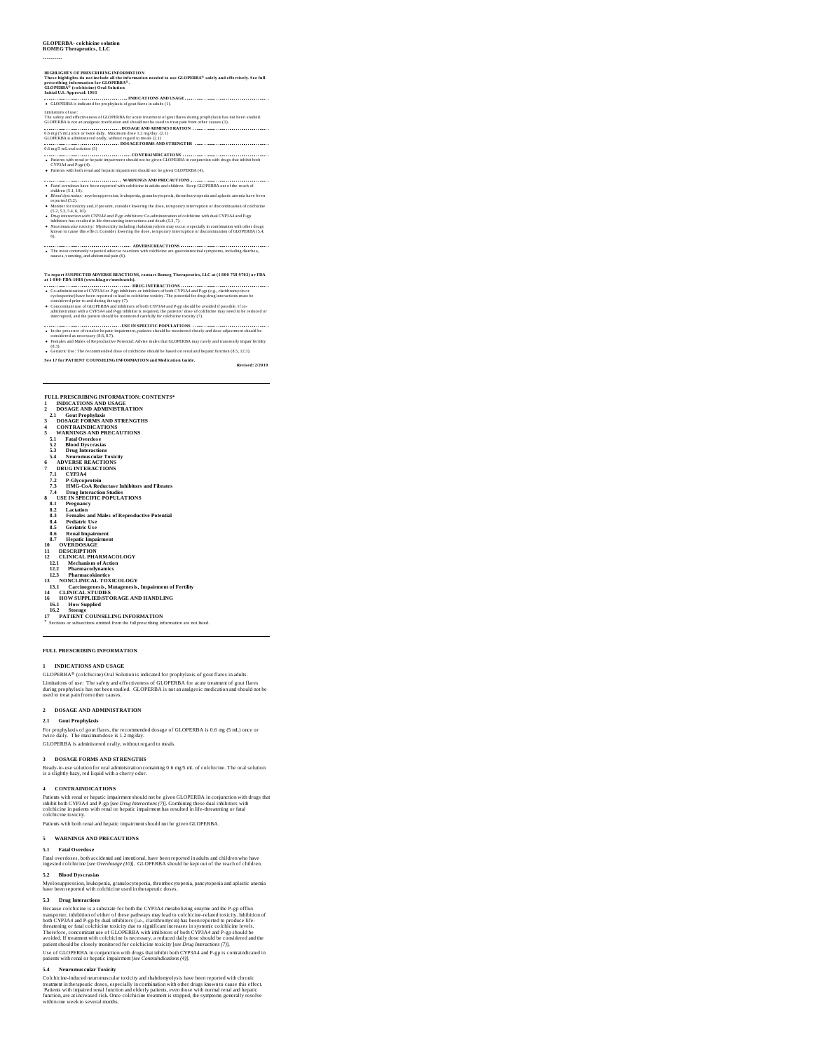**GLOPERBA- colchicine solution**
**ROMEG Therapeutics, LLC**

----------

**HIGHLIGHTS OF PRESCRIBING INFORMATION**
**These highlights do not include all the information needed to use GLOPERBA® safely and effectively. See full prescribing information for GLOPERBA®.**
**GLOPERBA® (colchicine) Oral Solution**
**Initial U.S. Approval: 1961**

**INDICATIONS AND USAGE**

- GLOPERBA is indicated for prophylaxis of gout flares in adults (1).

Limitations of use:
The safety and effectiveness of GLOPERBA for acute treatment of gout flares during prophylaxis has not been studied. GLOPERBA is not an analgesic medication and should not be used to treat pain from other causes (1).

**DOSAGE AND ADMINISTRATION**

0.6 mg (5 mL) once or twice daily. Maximum dose 1.2 mg/day. (2.1)
GLOPERBA is administered orally, without regard to meals (2.1)

**DOSAGE FORMS AND STRENGTHS**

0.6 mg/5 mL oral solution (3)

**CONTRAINDICATIONS**

- Patients with renal or hepatic impairment should not be given GLOPERBA in conjunction with drugs that inhibit both CYP3A4 and P-gp (4).
- Patients with both renal and hepatic impairment should not be given GLOPERBA (4).

**WARNINGS AND PRECAUTIONS**

- *Fatal overdoses* have been reported with colchicine in adults and children. Keep GLOPERBA out of the reach of children (5.1, 10).
- *Blood dyscrasias:* myelosuppression, leukopenia, granulocytopenia, thrombocytopenia and aplastic anemia have been reported (5.2).
- Monitor for toxicity and, if present, consider lowering the dose, temporary interruption or discontinuation of colchicine (5.2, 5.3, 5.4, 6, 10).
- *Drug interaction with CYP3A4 and P-gp inhibitors:* Co-administration of colchicine with dual CYP3A4 and P-gp inhibitors has resulted in life-threatening interactions and death (5.3, 7).
- *Neuromuscular toxicity:* Myotoxicity including rhabdomyolysis may occur, especially in combination with other drugs known to cause this effect. Consider lowering the dose, temporary interruption or discontinuation of GLOPERBA (5.4, 6).

**ADVERSE REACTIONS**

- The most commonly reported adverse reactions with colchicine are gastrointestinal symptoms, including diarrhea, nausea, vomiting, and abdominal pain (6).

**To report SUSPECTED ADVERSE REACTIONS, contact Romeg Therapeutics, LLC at (1 800 758 9702) or FDA at 1-800-FDA-1088 (www.fda.gov/medwatch).**

**DRUG INTERACTIONS**

- Co-administration of CYP3A4 or P-gp inhibitors or inhibitors of both CYP3A4 and P-gp (e.g., clarithromycin or cyclosporine) have been reported to lead to colchicine toxicity. The potential for drug-drug interactions must be considered prior to and during therapy (7).
- Concomitant use of GLOPERBA and inhibitors of both CYP3A4 and P-gp should be avoided if possible. If co-administration with a CYP3A4 and P-gp inhibitor is required, the patients' dose of colchicine may need to be reduced or interrupted, and the patient should be monitored carefully for colchicine toxicity (7).

**USE IN SPECIFIC POPULATIONS**

- In the presence of renal or hepatic impairment, patients should be monitored closely and dose adjustment should be considered as necessary (8.6, 8.7).
- Females and Males of Reproductive Potential: Advise males that GLOPERBA may rarely and transiently impair fertility (8.3).
- Geriatric Use: The recommended dose of colchicine should be based on renal and hepatic function (8.5, 12.3).

**See 17 for PATIENT COUNSELING INFORMATION and Medication Guide.**

**Revised: 2/2019**

---

**FULL PRESCRIBING INFORMATION: CONTENTS***

**1 INDICATIONS AND USAGE**
**2 DOSAGE AND ADMINISTRATION**
- **2.1 Gout Prophylaxis**

**3 DOSAGE FORMS AND STRENGTHS**
**4 CONTRAINDICATIONS**
**5 WARNINGS AND PRECAUTIONS**
- **5.1 Fatal Overdose**
- **5.2 Blood Dyscrasias**
- **5.3 Drug Interactions**
- **5.4 Neuromuscular Toxicity**

**6 ADVERSE REACTIONS**
**7 DRUG INTERACTIONS**
- **7.1 CYP3A4**
- **7.2 P-Glycoprotein**
- **7.3 HMG-CoA Reductase Inhibitors and Fibrates**
- **7.4 Drug Interaction Studies**

**8 USE IN SPECIFIC POPULATIONS**
- **8.1 Pregnancy**
- **8.2 Lactation**
- **8.3 Females and Males of Reproductive Potential**
- **8.4 Pediatric Use**
- **8.5 Geriatric Use**
- **8.6 Renal Impairment**
- **8.7 Hepatic Impairment**

**10 OVERDOSAGE**
**11 DESCRIPTION**
**12 CLINICAL PHARMACOLOGY**
- **12.1 Mechanism of Action**
- **12.2 Pharmacodynamics**
- **12.3 Pharmacokinetics**

**13 NONCLINICAL TOXICOLOGY**
- **13.1 Carcinogenesis, Mutagenesis, Impairment of Fertility**

**14 CLINICAL STUDIES**
**16 HOW SUPPLIED/STORAGE AND HANDLING**
- **16.1 How Supplied**
- **16.2 Storage**

**17 PATIENT COUNSELING INFORMATION**

\* Sections or subsections omitted from the full prescribing information are not listed.

---

## FULL PRESCRIBING INFORMATION

### 1 INDICATIONS AND USAGE

GLOPERBA® (colchicine) Oral Solution is indicated for prophylaxis of gout flares in adults.

Limitations of use: The safety and effectiveness of GLOPERBA for acute treatment of gout flares during prophylaxis has not been studied. GLOPERBA is not an analgesic medication and should not be used to treat pain from other causes.

### 2 DOSAGE AND ADMINISTRATION

#### 2.1 Gout Prophylaxis

For prophylaxis of gout flares, the recommended dosage of GLOPERBA is 0.6 mg (5 mL) once or twice daily. The maximum dose is 1.2 mg/day.

GLOPERBA is administered orally, without regard to meals.

### 3 DOSAGE FORMS AND STRENGTHS

Ready-to-use solution for oral administration containing 0.6 mg/5 mL of colchicine. The oral solution is a slightly hazy, red liquid with a cherry odor.

### 4 CONTRAINDICATIONS

Patients with renal or hepatic impairment should not be given GLOPERBA in conjunction with drugs that inhibit both CYP3A4 and P-gp [*see Drug Interactions (7)*]. Combining these dual inhibitors with colchicine in patients with renal or hepatic impairment has resulted in life-threatening or fatal colchicine toxicity.

Patients with both renal and hepatic impairment should not be given GLOPERBA.

### 5 WARNINGS AND PRECAUTIONS

#### 5.1 Fatal Overdose

Fatal overdoses, both accidental and intentional, have been reported in adults and children who have ingested colchicine [*see Overdosage (10)*]. GLOPERBA should be kept out of the reach of children.

#### 5.2 Blood Dyscrasias

Myelosuppression, leukopenia, granulocytopenia, thrombocytopenia, pancytopenia and aplastic anemia have been reported with colchicine used in therapeutic doses.

#### 5.3 Drug Interactions

Because colchicine is a substrate for both the CYP3A4 metabolizing enzyme and the P-gp efflux transporter, inhibition of either of these pathways may lead to colchicine-related toxicity. Inhibition of both CYP3A4 and P-gp by dual inhibitors (i.e., clarithromycin) has been reported to produce life-threatening or fatal colchicine toxicity due to significant increases in systemic colchicine levels. Therefore, concomitant use of GLOPERBA with inhibitors of both CYP3A4 and P-gp should be avoided. If treatment with colchicine is necessary, a reduced daily dose should be considered and the patient should be closely monitored for colchicine toxicity [*see Drug Interactions (7)*].

Use of GLOPERBA in conjunction with drugs that inhibit both CYP3A4 and P-gp is contraindicated in patients with renal or hepatic impairment [*see Contraindications (4)*].

#### 5.4 Neuromuscular Toxicity

Colchicine-induced neuromuscular toxicity and rhabdomyolysis have been reported with chronic treatment in therapeutic doses, especially in combination with other drugs known to cause this effect. Patients with impaired renal function and elderly patients, even those with normal renal and hepatic function, are at increased risk. Once colchicine treatment is stopped, the symptoms generally resolve within one week to several months.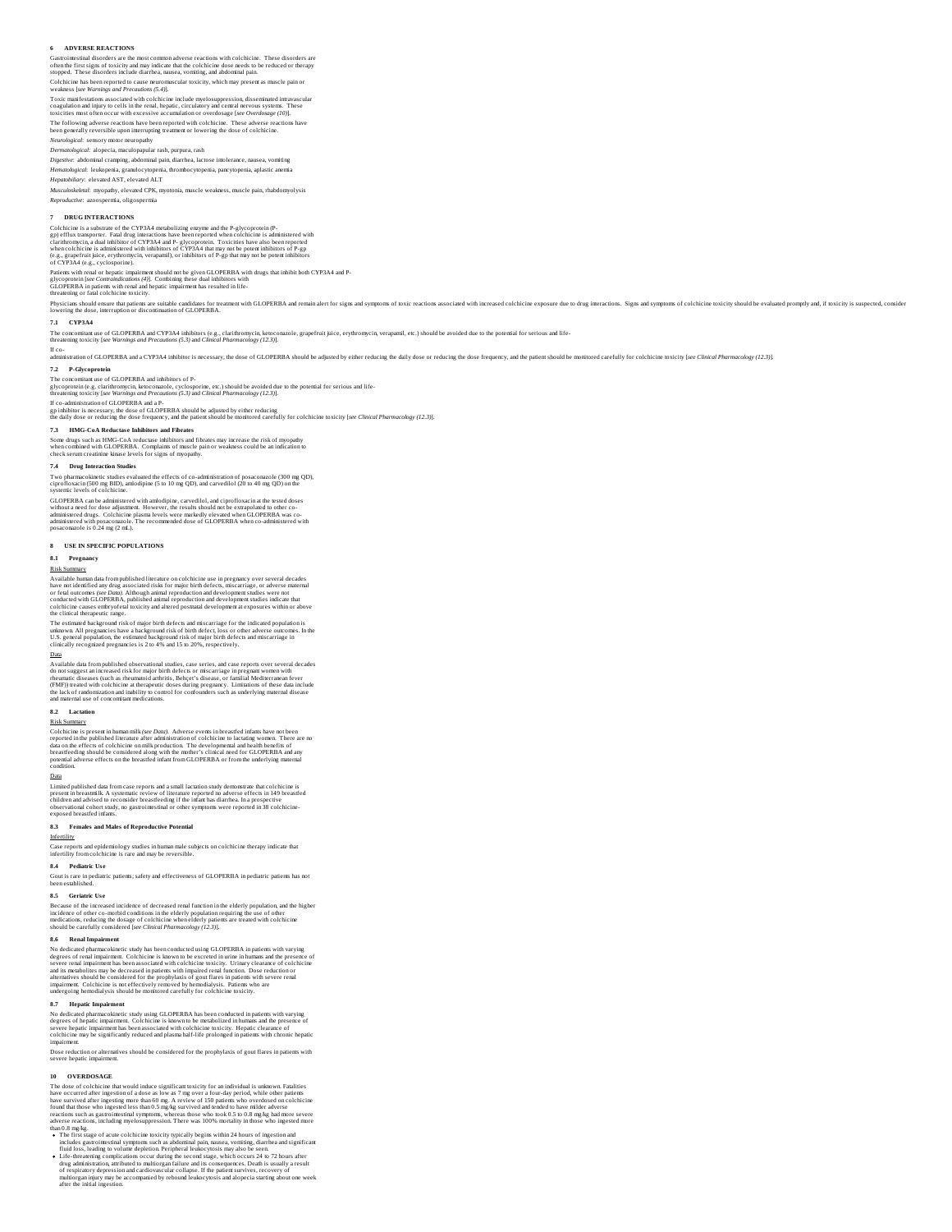## 6 ADVERSE REACTIONS

Gastrointestinal disorders are the most common adverse reactions with colchicine. These disorders are often the first signs of toxicity and may indicate that the colchicine dose needs to be reduced or therapy stopped. These disorders include diarrhea, nausea, vomiting, and abdominal pain.

Colchicine has been reported to cause neuromuscular toxicity, which may present as muscle pain or weakness [*see Warnings and Precautions (5.4)*].

Toxic manifestations associated with colchicine include myelosuppression, disseminated intravascular coagulation and injury to cells in the renal, hepatic, circulatory and central nervous systems. These toxicities most often occur with excessive accumulation or overdosage [*see Overdosage (10)*].

The following adverse reactions have been reported with colchicine. These adverse reactions have been generally reversible upon interrupting treatment or lowering the dose of colchicine.

*Neurological*: sensory motor neuropathy

*Dermatological*: alopecia, maculopapular rash, purpura, rash

*Digestive*: abdominal cramping, abdominal pain, diarrhea, lactose intolerance, nausea, vomiting

*Hematological*: leukopenia, granulocytopenia, thrombocytopenia, pancytopenia, aplastic anemia

*Hepatobiliary*: elevated AST, elevated ALT

*Musculoskeletal*: myopathy, elevated CPK, myotonia, muscle weakness, muscle pain, rhabdomyolysis

*Reproductive*: azoospermia, oligospermia

## 7 DRUG INTERACTIONS

Colchicine is a substrate of the CYP3A4 metabolizing enzyme and the P-glycoprotein (P-gp) efflux transporter. Fatal drug interactions have been reported when colchicine is administered with clarithromycin, a dual inhibitor of CYP3A4 and P- glycoprotein. Toxicities have also been reported when colchicine is administered with inhibitors of CYP3A4 that may not be potent inhibitors of P-gp (e.g., grapefruit juice, erythromycin, verapamil), or inhibitors of P-gp that may not be potent inhibitors of CYP3A4 (e.g., cyclosporine).

Patients with renal or hepatic impairment should not be given GLOPERBA with drugs that inhibit both CYP3A4 and P-glycoprotein [*see Contraindications (4)*]. Combining these dual inhibitors with GLOPERBA in patients with renal and hepatic impairment has resulted in life-threatening or fatal colchicine toxicity.

Physicians should ensure that patients are suitable candidates for treatment with GLOPERBA and remain alert for signs and symptoms of toxic reactions associated with increased colchicine exposure due to drug interactions. Signs and symptoms of colchicine toxicity should be evaluated promptly and, if toxicity is suspected, consider lowering the dose, interruption or discontinuation of GLOPERBA.

### 7.1 CYP3A4

The concomitant use of GLOPERBA and CYP3A4 inhibitors (e.g., clarithromycin, ketoconazole, grapefruit juice, erythromycin, verapamil, etc.) should be avoided due to the potential for serious and life-threatening toxicity [*see Warnings and Precautions (5.3)* and *Clinical Pharmacology (12.3)*].

If co-administration of GLOPERBA and a CYP3A4 inhibitor is necessary, the dose of GLOPERBA should be adjusted by either reducing the daily dose or reducing the dose frequency, and the patient should be monitored carefully for colchicine toxicity [*see Clinical Pharmacology (12.3)*].

### 7.2 P-Glycoprotein

The concomitant use of GLOPERBA and inhibitors of P-glycoprotein (e.g. clarithromycin, ketoconazole, cyclosporine, etc.) should be avoided due to the potential for serious and life-threatening toxicity [*see Warnings and Precautions (5.3)* and *Clinical Pharmacology (12.3)*].

If co-administration of GLOPERBA and a P-gp inhibitor is necessary, the dose of GLOPERBA should be adjusted by either reducing the daily dose or reducing the dose frequency, and the patient should be monitored carefully for colchicine toxicity [*see Clinical Pharmacology (12.3)*].

### 7.3 HMG-CoA Reductase Inhibitors and Fibrates

Some drugs such as HMG-CoA reductase inhibitors and fibrates may increase the risk of myopathy when combined with GLOPERBA. Complaints of muscle pain or weakness could be an indication to check serum creatinine kinase levels for signs of myopathy.

### 7.4 Drug Interaction Studies

Two pharmacokinetic studies evaluated the effects of co-administration of posaconazole (300 mg QD), ciprofloxacin (500 mg BID), amlodipine (5 to 10 mg QD), and carvedilol (20 to 40 mg QD) on the systemic levels of colchicine.

GLOPERBA can be administered with amlodipine, carvedilol, and ciprofloxacin at the tested doses without a need for dose adjustment. However, the results should not be extrapolated to other co-administered drugs. Colchicine plasma levels were markedly elevated when GLOPERBA was co-administered with posaconazole. The recommended dose of GLOPERBA when co-administered with posaconazole is 0.24 mg (2 mL).

## 8 USE IN SPECIFIC POPULATIONS

### 8.1 Pregnancy

Risk Summary

Available human data from published literature on colchicine use in pregnancy over several decades have not identified any drug associated risks for major birth defects, miscarriage, or adverse maternal or fetal outcomes *(see Data)*. Although animal reproduction and development studies were not conducted with GLOPERBA, published animal reproduction and development studies indicate that colchicine causes embryofetal toxicity and altered postnatal development at exposures within or above the clinical therapeutic range.

The estimated background risk of major birth defects and miscarriage for the indicated population is unknown. All pregnancies have a background risk of birth defect, loss or other adverse outcomes. In the U.S. general population, the estimated background risk of major birth defects and miscarriage in clinically recognized pregnancies is 2 to 4% and 15 to 20%, respectively.

Data

Available data from published observational studies, case series, and case reports over several decades do not suggest an increased risk for major birth defects or miscarriage in pregnant women with rheumatic diseases (such as rheumatoid arthritis, Behçet's disease, or familial Mediterranean fever (FMF)) treated with colchicine at therapeutic doses during pregnancy. Limitations of these data include the lack of randomization and inability to control for confounders such as underlying maternal disease and maternal use of concomitant medications.

### 8.2 Lactation

Risk Summary

Colchicine is present in human milk *(see Data)*. Adverse events in breastfed infants have not been reported in the published literature after administration of colchicine to lactating women. There are no data on the effects of colchicine on milk production. The developmental and health benefits of breastfeeding should be considered along with the mother's clinical need for GLOPERBA and any potential adverse effects on the breastfed infant from GLOPERBA or from the underlying maternal condition.

Data

Limited published data from case reports and a small lactation study demonstrate that colchicine is present in breastmilk. A systematic review of literature reported no adverse effects in 149 breastfed children and advised to reconsider breastfeeding if the infant has diarrhea. In a prospective observational cohort study, no gastrointestinal or other symptoms were reported in 38 colchicine-exposed breastfed infants.

### 8.3 Females and Males of Reproductive Potential

Infertility

Case reports and epidemiology studies in human male subjects on colchicine therapy indicate that infertility from colchicine is rare and may be reversible.

### 8.4 Pediatric Use

Gout is rare in pediatric patients; safety and effectiveness of GLOPERBA in pediatric patients has not been established.

### 8.5 Geriatric Use

Because of the increased incidence of decreased renal function in the elderly population, and the higher incidence of other co-morbid conditions in the elderly population requiring the use of other medications, reducing the dosage of colchicine when elderly patients are treated with colchicine should be carefully considered [*see Clinical Pharmacology (12.3)*].

### 8.6 Renal Impairment

No dedicated pharmacokinetic study has been conducted using GLOPERBA in patients with varying degrees of renal impairment. Colchicine is known to be excreted in urine in humans and the presence of severe renal impairment has been associated with colchicine toxicity. Urinary clearance of colchicine and its metabolites may be decreased in patients with impaired renal function. Dose reduction or alternatives should be considered for the prophylaxis of gout flares in patients with severe renal impairment. Colchicine is not effectively removed by hemodialysis. Patients who are undergoing hemodialysis should be monitored carefully for colchicine toxicity.

### 8.7 Hepatic Impairment

No dedicated pharmacokinetic study using GLOPERBA has been conducted in patients with varying degrees of hepatic impairment. Colchicine is known to be metabolized in humans and the presence of severe hepatic impairment has been associated with colchicine toxicity. Hepatic clearance of colchicine may be significantly reduced and plasma half-life prolonged in patients with chronic hepatic impairment.

Dose reduction or alternatives should be considered for the prophylaxis of gout flares in patients with severe hepatic impairment.

## 10 OVERDOSAGE

The dose of colchicine that would induce significant toxicity for an individual is unknown. Fatalities have occurred after ingestion of a dose as low as 7 mg over a four-day period, while other patients have survived after ingesting more than 60 mg. A review of 150 patients who overdosed on colchicine found that those who ingested less than 0.5 mg/kg survived and tended to have milder adverse reactions such as gastrointestinal symptoms, whereas those who took 0.5 to 0.8 mg/kg had more severe adverse reactions, including myelosuppression. There was 100% mortality in those who ingested more than 0.8 mg/kg.

- The first stage of acute colchicine toxicity typically begins within 24 hours of ingestion and includes gastrointestinal symptoms such as abdominal pain, nausea, vomiting, diarrhea and significant fluid loss, leading to volume depletion. Peripheral leukocytosis may also be seen.
- Life-threatening complications occur during the second stage, which occurs 24 to 72 hours after drug administration, attributed to multiorgan failure and its consequences. Death is usually a result of respiratory depression and cardiovascular collapse. If the patient survives, recovery of multiorgan injury may be accompanied by rebound leukocytosis and alopecia starting about one week after the initial ingestion.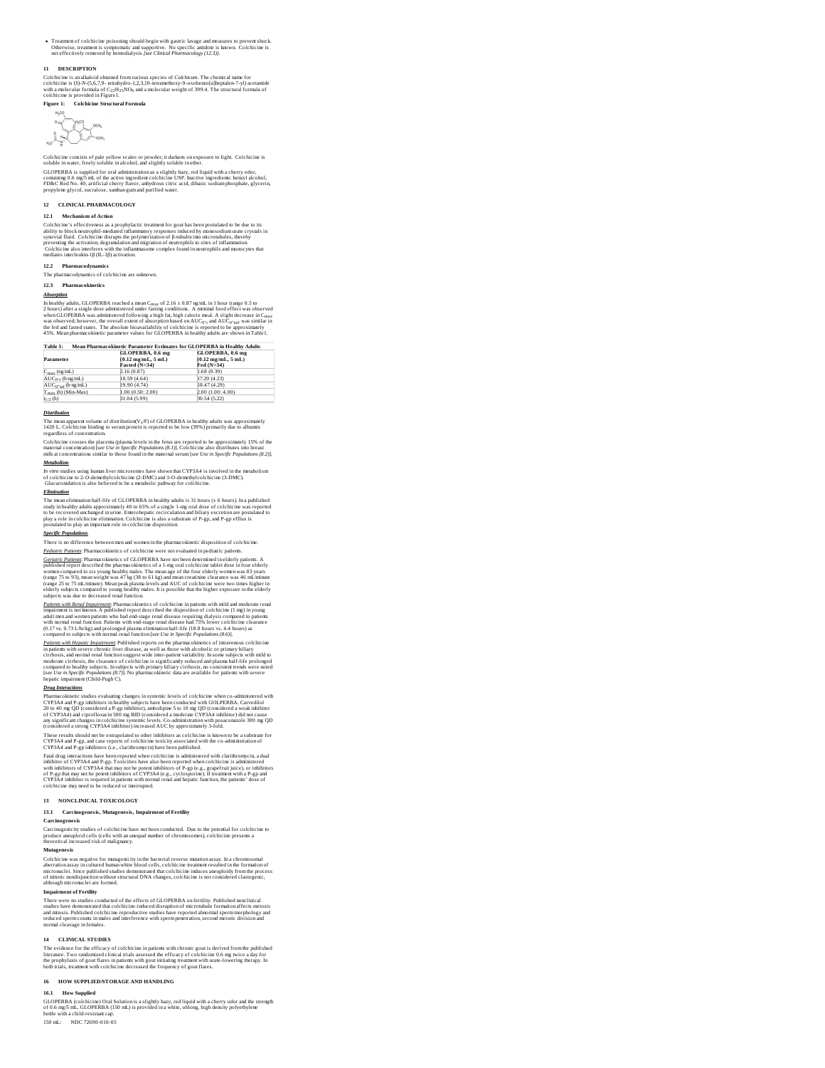- Treatment of colchicine poisoning should begin with gastric lavage and measures to prevent shock. Otherwise, treatment is symptomatic and supportive. No specific antidote is known. Colchicine is not effectively removed by hemodialysis *[see Clinical Pharmacology (12.3)]*.

## 11 DESCRIPTION

Colchicine is an alkaloid obtained from various species of *Colchicum*. The chemical name for colchicine is (*S*)-*N*-(5,6,7,9- tetrahydro-1,2,3,10-tetramethoxy-9-oxobenzo[*a*]heptalen-7-yl) acetamide with a molecular formula of $C_{22}H_{25}NO_6$ and a molecular weight of 399.4. The structural formula of colchicine is provided in Figure 1.

**Figure 1: Colchicine Structural Formula**

Colchicine consists of pale yellow scales or powder; it darkens on exposure to light. Colchicine is soluble in water, freely soluble in alcohol, and slightly soluble in ether.

GLOPERBA is supplied for oral administration as a slightly hazy, red liquid with a cherry odor, containing 0.6 mg/5 mL of the active ingredient colchicine USP. Inactive ingredients: benzyl alcohol, FD&C Red No. 40, artificial cherry flavor, anhydrous citric acid, dibasic sodium phosphate, glycerin, propylene glycol, sucralose, xanthan gum and purified water.

## 12 CLINICAL PHARMACOLOGY

### 12.1 Mechanism of Action

Colchicine's effectiveness as a prophylactic treatment for gout has been postulated to be due to its ability to block neutrophil-mediated inflammatory responses induced by monosodium urate crystals in synovial fluid. Colchicine disrupts the polymerization of β-tubulin into microtubules, thereby preventing the activation, degranulation and migration of neutrophils to sites of inflammation. Colchicine also interferes with the inflammasome complex found in neutrophils and monocytes that mediates interleukin-1β (IL-1β) activation.

### 12.2 Pharmacodynamics

The pharmacodynamics of colchicine are unknown.

### 12.3 Pharmacokinetics

***Absorption***

In healthy adults, GLOPERBA reached a mean $C_{max}$ of 2.16 ± 0.87 ng/mL in 1 hour (range 0.5 to 2 hours) after a single dose administered under fasting conditions. A minimal food effect was observed when GLOPERBA was administered following a high fat, high calorie meal. A slight decrease in $C_{max}$ was observed; however, the overall extent of absorption based on $AUC_{0\text{-}t}$, and $AUC_{0\text{-}inf}$, was similar in the fed and fasted states. The absolute bioavailability of colchicine is reported to be approximately 45%. Mean pharmacokinetic parameter values for GLOPERBA in healthy adults are shown in Table 1.

**Table 1: Mean Pharmacokinetic Parameter Estimates for GLOPERBA in Healthy Adults**

| Parameter | GLOPERBA, 0.6 mg (0.12 mg/mL, 5 mL) Fasted (N=34) | GLOPERBA, 0.6 mg (0.12 mg/mL, 5 mL) Fed (N=34) |
|---|---|---|
| $C_{max}$ (ng/mL) | 2.16 (0.87) | 1.68 (0.39) |
| $AUC_{0\text{-}t}$ (h·ng/mL) | 18.59 (4.64) | 17.20 (4.23) |
| $AUC_{0\text{-}inf}$ (h·ng/mL) | 19.90 (4.74) | 18.47 (4.29) |
| $T_{max}$ (h) (Min-Max) | 1.00 (0.50: 2.00) | 2.00 (1.00: 4.00) |
| $t_{1/2}$ (h) | 31.04 (5.99) | 30.54 (5.22) |

***Distribution***

The mean apparent volume of distribution($V_d$/F) of GLOPERBA in healthy adults was approximately 1420 L. Colchicine binding to serum protein is reported to be low (39%) primarily due to albumin regardless of concentration.

Colchicine crosses the placenta (plasma levels in the fetus are reported to be approximately 15% of the maternal concentration) [*see Use in Specific Populations (8.1)*]. Colchicine also distributes into breast milk at concentrations similar to those found in the maternal serum [*see Use in Specific Populations (8.2)*].

***Metabolism***

*In vitro* studies using human liver microsomes have shown that CYP3A4 is involved in the metabolism of colchicine to 2-O-demethylcolchicine (2-DMC) and 3-O-demethylcolchicine (3-DMC). Glucuronidation is also believed to be a metabolic pathway for colchicine.

***Elimination***

The mean elimination half-life of GLOPERBA in healthy adults is 31 hours (± 6 hours). In a published study in healthy adults approximately 40 to 65% of a single 1-mg oral dose of colchicine was reported to be recovered unchanged in urine. Enterohepatic recirculation and biliary excretion are postulated to play a role in colchicine elimination. Colchicine is also a substrate of P-gp, and P-gp efflux is postulated to play an important role in colchicine disposition.

***Specific Populations***

There is no difference between men and women in the pharmacokinetic disposition of colchicine.

*Pediatric Patients*: Pharmacokinetics of colchicine were not evaluated in pediatric patients.

*Geriatric Patients*: Pharmacokinetics of GLOPERBA have not been determined in elderly patients. A published report described the pharmacokinetics of a 1-mg oral colchicine tablet dose in four elderly women compared to six young healthy males. The mean age of the four elderly women was 83 years (range 75 to 93), mean weight was 47 kg (38 to 61 kg) and mean creatinine clearance was 46 mL/minute (range 25 to 75 mL/minute). Mean peak plasma levels and AUC of colchicine were two times higher in elderly subjects compared to young healthy males. It is possible that the higher exposure in the elderly subjects was due to decreased renal function.

*Patients with Renal Impairment*: Pharmacokinetics of colchicine in patients with mild and moderate renal impairment is not known. A published report described the disposition of colchicine (1 mg) in young adult men and women patients who had end-stage renal disease requiring dialysis compared to patients with normal renal function. Patients with end-stage renal disease had 75% lower colchicine clearance (0.17 vs. 0.73 L/hr/kg) and prolonged plasma elimination half-life (18.8 hours vs. 4.4 hours) as compared to subjects with normal renal function [*see Use in Specific Populations (8.6)*].

*Patients with Hepatic Impairment*: Published reports on the pharmacokinetics of intravenous colchicine in patients with severe chronic liver disease, as well as those with alcoholic or primary biliary cirrhosis, and normal renal function suggest wide inter-patient variability. In some subjects with mild to moderate cirrhosis, the clearance of colchicine is significantly reduced and plasma half-life prolonged compared to healthy subjects. In subjects with primary biliary cirrhosis, no consistent trends were noted [*see Use in Specific Populations (8.7)*]. No pharmacokinetic data are available for patients with severe hepatic impairment (Child-Pugh C).

***Drug Interactions***

Pharmacokinetic studies evaluating changes in systemic levels of colchicine when co-administered with CYP3A4 and P-gp inhibitors in healthy subjects have been conducted with GOLPERBA. Carvedilol 20 to 40 mg QD (considered a P-gp inhibitor), amlodipine 5 to 10 mg QD (considered a weak inhibitor of CYP3A4) and ciprofloxacin 500 mg BID (considered a moderate CYP3A4 inhibitor) did not cause any significant changes in colchicine systemic levels. Co-administration with posaconazole 300 mg QD (considered a strong CYP3A4 inhibitor) increased AUC by approximately 3-fold.

These results should not be extrapolated to other inhibitors as colchicine is known to be a substrate for CYP3A4 and P-gp, and case reports of colchicine toxicity associated with the co-administration of CYP3A4 and P-gp inhibitors (i.e., clarithromycin) have been published.

Fatal drug interactions have been reported when colchicine is administered with clarithromycin, a dual inhibitor of CYP3A4 and P-gp. Toxicities have also been reported when colchicine is administered with inhibitors of CYP3A4 that may not be potent inhibitors of P-gp (e.g., grapefruit juice), or inhibitors of P-gp that may not be potent inhibitors of CYP3A4 (e.g., cyclosporine). If treatment with a P-gp and CYP3A4 inhibitor is required in patients with normal renal and hepatic function, the patients' dose of colchicine may need to be reduced or interrupted.

## 13 NONCLINICAL TOXICOLOGY

### 13.1 Carcinogenesis, Mutagenesis, Impairment of Fertility

**Carcinogenesis**

Carcinogenicity studies of colchicine have not been conducted. Due to the potential for colchicine to produce aneuploid cells (cells with an unequal number of chromosomes), colchicine presents a theoretical increased risk of malignancy.

**Mutagenesis**

Colchicine was negative for mutagenicity in the bacterial reverse mutation assay. In a chromosomal aberration assay in cultured human white blood cells, colchicine treatment resulted in the formation of micronuclei. Since published studies demonstrated that colchicine induces aneuploidy from the process of mitotic nondisjunction without structural DNA changes, colchicine is not considered clastogenic, although micronuclei are formed.

**Impairment of Fertility**

There were no studies conducted of the effects of GLOPERBA on fertility. Published nonclinical studies have demonstrated that colchicine-induced disruption of microtubule formation affects meiosis and mitosis. Published colchicine reproductive studies have reported abnormal sperm morphology and reduced sperm counts in males and interference with sperm penetration, second meiotic division and normal cleavage in females.

## 14 CLINICAL STUDIES

The evidence for the efficacy of colchicine in patients with chronic gout is derived from the published literature. Two randomized clinical trials assessed the efficacy of colchicine 0.6 mg twice a day for the prophylaxis of gout flares in patients with gout initiating treatment with urate-lowering therapy. In both trials, treatment with colchicine decreased the frequency of gout flares.

## 16 HOW SUPPLIED/STORAGE AND HANDLING

### 16.1 How Supplied

GLOPERBA (colchicine) Oral Solution is a slightly hazy, red liquid with a cherry odor and the strength of 0.6 mg/5 mL. GLOPERBA (150 mL) is provided in a white, oblong, high density polyethylene bottle with a child-resistant cap.

150 mL: NDC 72690-010-05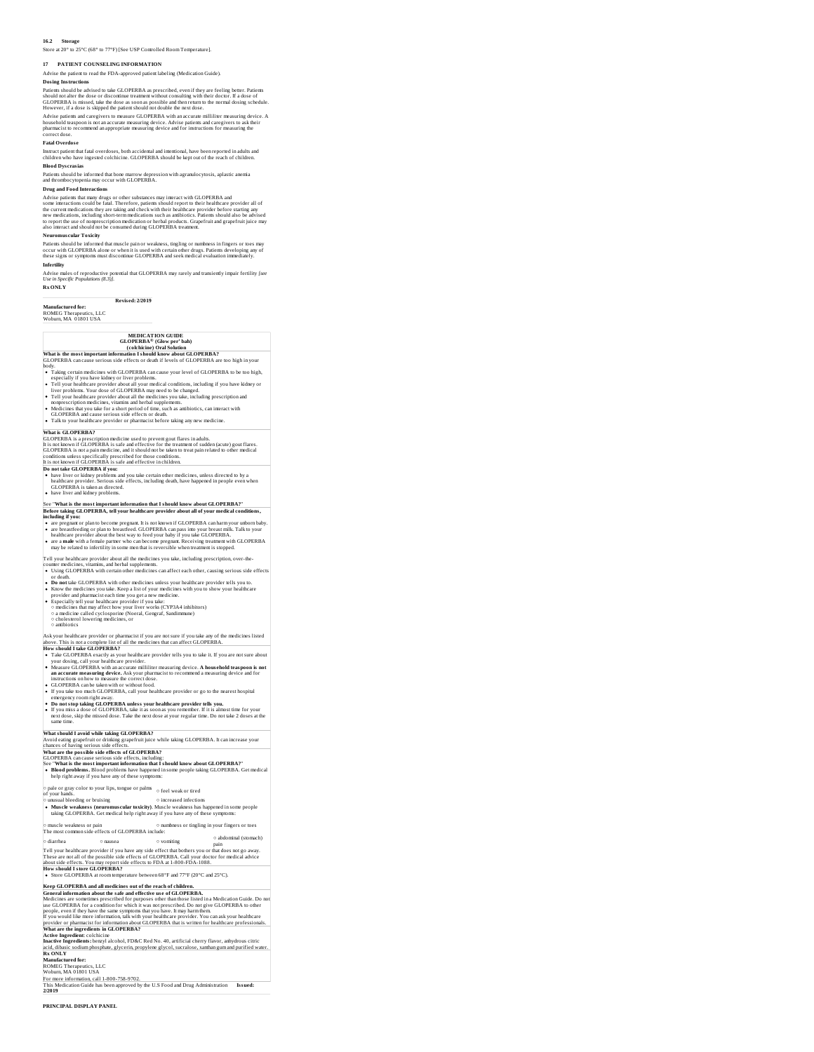### 16.2 Storage

Store at 20° to 25°C (68° to 77°F) [See USP Controlled Room Temperature].

## 17 PATIENT COUNSELING INFORMATION

Advise the patient to read the FDA-approved patient labeling (Medication Guide).

**Dosing Instructions**

Patients should be advised to take GLOPERBA as prescribed, even if they are feeling better. Patients should not alter the dose or discontinue treatment without consulting with their doctor. If a dose of GLOPERBA is missed, take the dose as soon as possible and then return to the normal dosing schedule. However, if a dose is skipped the patient should not double the next dose.

Advise patients and caregivers to measure GLOPERBA with an accurate milliliter measuring device. A household teaspoon is not an accurate measuring device. Advise patients and caregivers to ask their pharmacist to recommend an appropriate measuring device and for instructions for measuring the correct dose.

**Fatal Overdose**

Instruct patient that fatal overdoses, both accidental and intentional, have been reported in adults and children who have ingested colchicine. GLOPERBA should be kept out of the reach of children.

**Blood Dyscrasias**

Patients should be informed that bone marrow depression with agranulocytosis, aplastic anemia and thrombocytopenia may occur with GLOPERBA.

**Drug and Food Interactions**

Advise patients that many drugs or other substances may interact with GLOPERBA and some interactions could be fatal. Therefore, patients should report to their healthcare provider all of the current medications they are taking and check with their healthcare provider before starting any new medications, including short-term medications such as antibiotics. Patients should also be advised to report the use of nonprescription medication or herbal products. Grapefruit and grapefruit juice may also interact and should not be consumed during GLOPERBA treatment.

**Neuromuscular Toxicity**

Patients should be informed that muscle pain or weakness, tingling or numbness in fingers or toes may occur with GLOPERBA alone or when it is used with certain other drugs. Patients developing any of these signs or symptoms must discontinue GLOPERBA and seek medical evaluation immediately.

**Infertility**

Advise males of reproductive potential that GLOPERBA may rarely and transiently impair fertility *[see Use in Specific Populations (8.3)]*.

**Rx ONLY**

**Revised: 2/2019**

**Manufactured for:**
ROMEG Therapeutics, LLC
Woburn, MA 01801 USA

**MEDICATION GUIDE**
**GLOPERBA® (Glow per' bah)**
**(colchicine) Oral Solution**

**What is the most important information I should know about GLOPERBA?**

GLOPERBA can cause serious side effects or death if levels of GLOPERBA are too high in your body.

- Taking certain medicines with GLOPERBA can cause your level of GLOPERBA to be too high, especially if you have kidney or liver problems.
- Tell your healthcare provider about all your medical conditions, including if you have kidney or liver problems. Your dose of GLOPERBA may need to be changed.
- Tell your healthcare provider about all the medicines you take, including prescription and nonprescription medicines, vitamins and herbal supplements.
- Medicines that you take for a short period of time, such as antibiotics, can interact with GLOPERBA and cause serious side effects or death.
- Talk to your healthcare provider or pharmacist before taking any new medicine.

**What is GLOPERBA?**

GLOPERBA is a prescription medicine used to prevent gout flares in adults.
It is not known if GLOPERBA is safe and effective for the treatment of sudden (acute) gout flares.
GLOPERBA is not a pain medicine, and it should not be taken to treat pain related to other medical conditions unless specifically prescribed for those conditions.
It is not known if GLOPERBA is safe and effective in children.

**Do not take GLOPERBA if you:**

- have liver or kidney problems and you take certain other medicines, unless directed to by a healthcare provider. Serious side effects, including death, have happened in people even when GLOPERBA is taken as directed.
- have liver and kidney problems.

See "**What is the most important information that I should know about GLOPERBA?**"

**Before taking GLOPERBA, tell your healthcare provider about all of your medical conditions, including if you:**

- are pregnant or plan to become pregnant. It is not known if GLOPERBA can harm your unborn baby.
- are breastfeeding or plan to breastfeed. GLOPERBA can pass into your breast milk. Talk to your healthcare provider about the best way to feed your baby if you take GLOPERBA.
- are a **male** with a female partner who can become pregnant. Receiving treatment with GLOPERBA may be related to infertility in some men that is reversible when treatment is stopped.

Tell your healthcare provider about all the medicines you take, including prescription, over-the-counter medicines, vitamins, and herbal supplements.

- Using GLOPERBA with certain other medicines can affect each other, causing serious side effects or death.
- **Do not** take GLOPERBA with other medicines unless your healthcare provider tells you to.
- Know the medicines you take. Keep a list of your medicines with you to show your healthcare provider and pharmacist each time you get a new medicine.
- Especially tell your healthcare provider if you take:
  - medicines that may affect how your liver works (CYP3A4 inhibitors)
  - a medicine called cyclosporine (Neoral, Gengraf, Sandimmune)
  - cholesterol lowering medicines, or
  - antibiotics

Ask your healthcare provider or pharmacist if you are not sure if you take any of the medicines listed above. This is not a complete list of all the medicines that can affect GLOPERBA.

**How should I take GLOPERBA?**

- Take GLOPERBA exactly as your healthcare provider tells you to take it. If you are not sure about your dosing, call your healthcare provider.
- Measure GLOPERBA with an accurate milliliter measuring device. **A household teaspoon is not an accurate measuring device.** Ask your pharmacist to recommend a measuring device and for instructions on how to measure the correct dose.
- GLOPERBA can be taken with or without food.
- If you take too much GLOPERBA, call your healthcare provider or go to the nearest hospital emergency room right away.
- **Do not stop taking GLOPERBA unless your healthcare provider tells you.**
- If you miss a dose of GLOPERBA, take it as soon as you remember. If it is almost time for your next dose, skip the missed dose. Take the next dose at your regular time. Do not take 2 doses at the same time.

**What should I avoid while taking GLOPERBA?**

Avoid eating grapefruit or drinking grapefruit juice while taking GLOPERBA. It can increase your chances of having serious side effects.

**What are the possible side effects of GLOPERBA?**

GLOPERBA can cause serious side effects, including:
See "**What is the most important information that I should know about GLOPERBA?**"

- **Blood problems.** Blood problems have happened in some people taking GLOPERBA. Get medical help right away if you have any of these symptoms:

| | |
|---|---|
| ○ pale or gray color to your lips, tongue or palms of your hands. | ○ feel weak or tired |
| ○ unusual bleeding or bruising | ○ increased infections |

- **Muscle weakness (neuromuscular toxicity)**. Muscle weakness has happened in some people taking GLOPERBA. Get medical help right away if you have any of these symptoms:

| | |
|---|---|
| ○ muscle weakness or pain | ○ numbness or tingling in your fingers or toes |

The most common side effects of GLOPERBA include:

| | | | |
|---|---|---|---|
| ○ diarrhea | ○ nausea | ○ vomiting | ○ abdominal (stomach) pain |

Tell your healthcare provider if you have any side effect that bothers you or that does not go away. These are not all of the possible side effects of GLOPERBA. Call your doctor for medical advice about side effects. You may report side effects to FDA at 1-800-FDA-1088.

**How should I store GLOPERBA?**

- Store GLOPERBA at room temperature between 68°F and 77°F (20°C and 25°C).

**Keep GLOPERBA and all medicines out of the reach of children.**

**General information about the safe and effective use of GLOPERBA.**

Medicines are sometimes prescribed for purposes other than those listed in a Medication Guide. Do not use GLOPERBA for a condition for which it was not prescribed. Do not give GLOPERBA to other people, even if they have the same symptoms that you have. It may harm them.
If you would like more information, talk with your healthcare provider. You can ask your healthcare provider or pharmacist for information about GLOPERBA that is written for healthcare professionals.

**What are the ingredients in GLOPERBA?**

**Active Ingredient**: colchicine
**Inactive Ingredients:** benzyl alcohol, FD&C Red No. 40, artificial cherry flavor, anhydrous citric acid, dibasic sodium phosphate, glycerin, propylene glycol, sucralose, xanthan gum and purified water.

**Rx ONLY**

**Manufactured for:**
ROMEG Therapeutics, LLC
Woburn, MA 01801 USA
For more information, call 1-800-758-9702.

This Medication Guide has been approved by the U.S Food and Drug Administration **Issued: 2/2019**

**PRINCIPAL DISPLAY PANEL**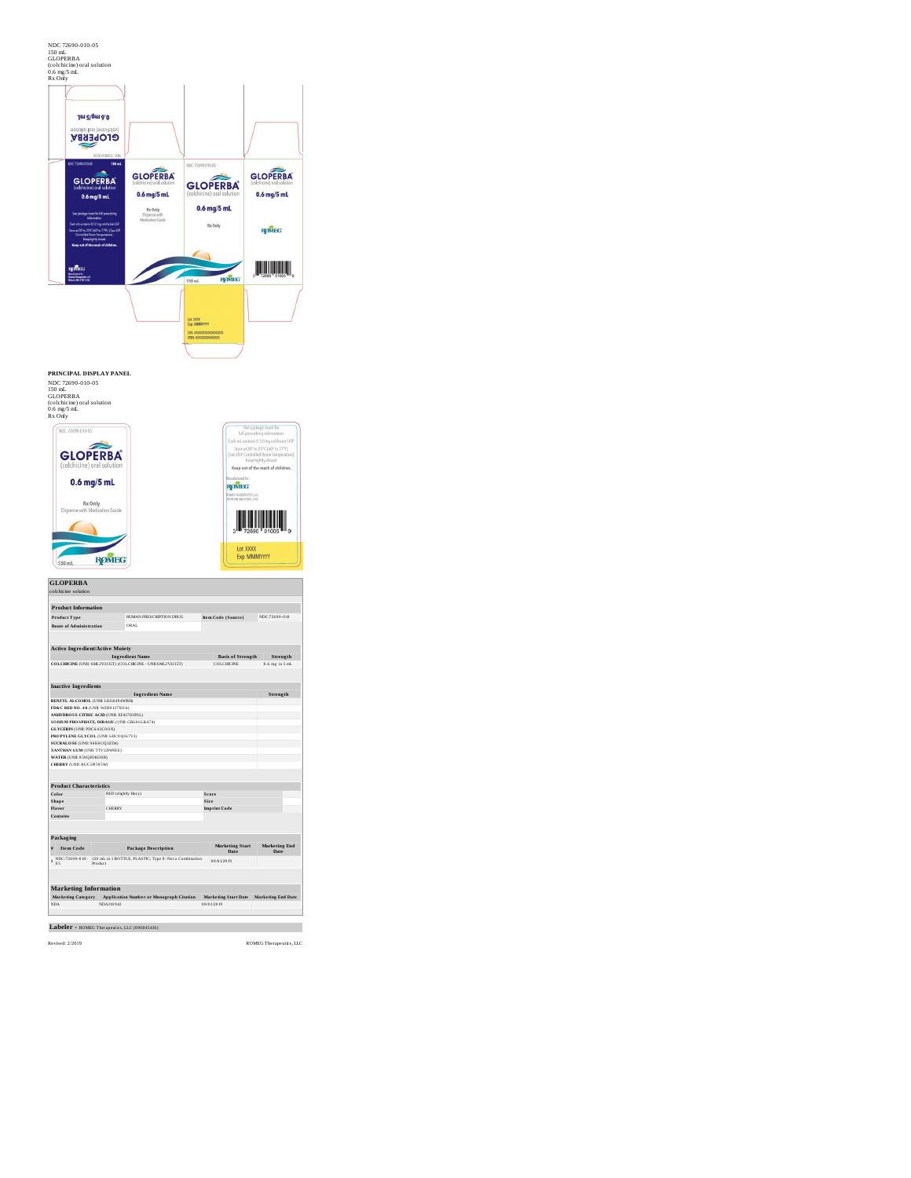NDC 72690-010-05
150 mL
GLOPERBA
(colchicine) oral solution
0.6 mg/5 mL
Rx Only

**PRINCIPAL DISPLAY PANEL**

NDC 72690-010-05
150 mL
GLOPERBA
(colchicine) oral solution
0.6 mg/5 mL
Rx Only

## GLOPERBA
colchicine solution

| Product Information | | | |
|---|---|---|---|
| Product Type | HUMAN PRESCRIPTION DRUG | Item Code (Source) | NDC:72690-010 |
| Route of Administration | ORAL | | |

| Active Ingredient/Active Moiety | | |
|---|---|---|
| Ingredient Name | Basis of Strength | Strength |
| COLCHICINE (UNII: SML2Y3J35T) (COLCHICINE - UNII:SML2Y3J35T) | COLCHICINE | 0.6 mg in 5 mL |

| Inactive Ingredients | |
|---|---|
| Ingredient Name | Strength |
| BENZYL ALCOHOL (UNII: LKG8494WBH) | |
| FD&C RED NO. 40 (UNII: WZB9127XOA) | |
| ANHYDROUS CITRIC ACID (UNII: XF417D3PSL) | |
| SODIUM PHOSPHATE, DIBASIC (UNII: GR686LBA74) | |
| GLYCERIN (UNII: PDC6A3C0OX) | |
| PROPYLENE GLYCOL (UNII: 6DC9Q167V3) | |
| SUCRALOSE (UNII: 96K6UQ3ZD4) | |
| XANTHAN GUM (UNII: TTV12P4NEE) | |
| WATER (UNII: 059QF0KO0R) | |
| CHERRY (UNII: BUC5I9595W) | |

| Product Characteristics | | | |
|---|---|---|---|
| Color | RED (slightly Hazy) | Score | |
| Shape | | Size | |
| Flavor | CHERRY | Imprint Code | |
| Contains | | | |

| Packaging | | | | |
|---|---|---|---|---|
| # | Item Code | Package Description | Marketing Start Date | Marketing End Date |
| 1 | NDC:72690-010-05 | 150 mL in 1 BOTTLE, PLASTIC; Type 0: Not a Combination Product | 09/01/2019 | |

| Marketing Information | | | |
|---|---|---|---|
| Marketing Category | Application Number or Monograph Citation | Marketing Start Date | Marketing End Date |
| NDA | NDA210942 | 09/01/2019 | |

**Labeler** - ROMEG Therapeutics, LLC (090845436)

Revised: 2/2019

ROMEG Therapeutics, LLC